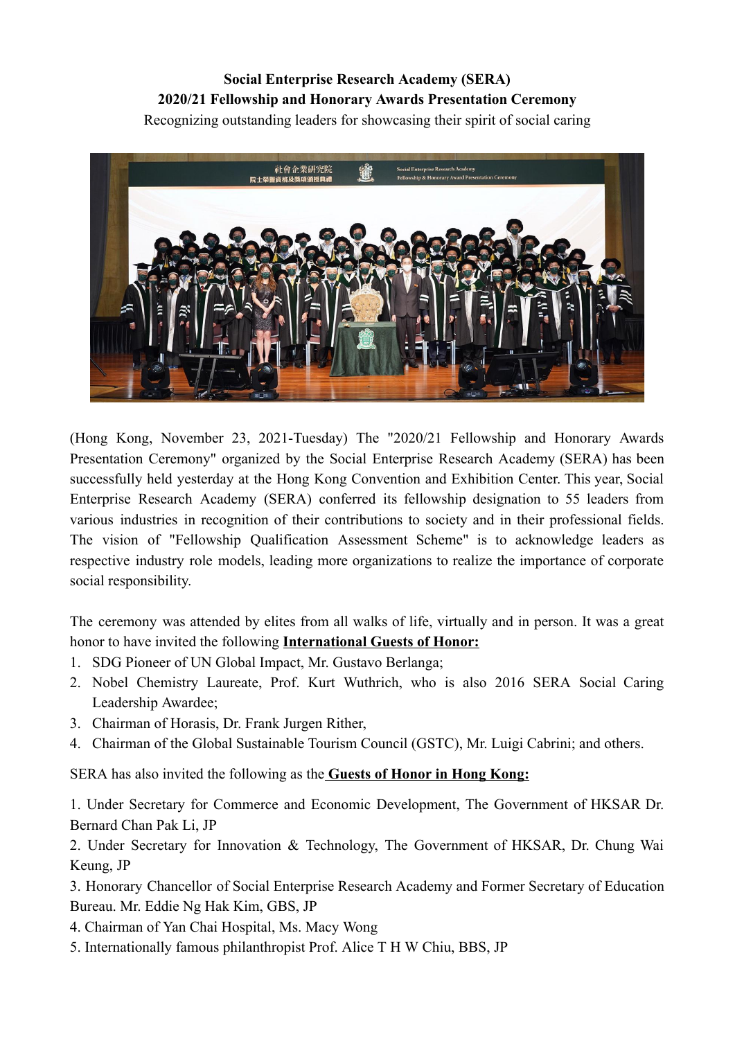**Social Enterprise Research Academy (SERA)**
**2020/21 Fellowship and Honorary Awards Presentation Ceremony**
Recognizing outstanding leaders for showcasing their spirit of social caring

(Hong Kong, November 23, 2021-Tuesday) The "2020/21 Fellowship and Honorary Awards Presentation Ceremony" organized by the Social Enterprise Research Academy (SERA) has been successfully held yesterday at the Hong Kong Convention and Exhibition Center. This year, Social Enterprise Research Academy (SERA) conferred its fellowship designation to 55 leaders from various industries in recognition of their contributions to society and in their professional fields. The vision of "Fellowship Qualification Assessment Scheme" is to acknowledge leaders as respective industry role models, leading more organizations to realize the importance of corporate social responsibility.

The ceremony was attended by elites from all walks of life, virtually and in person. It was a great honor to have invited the following **International Guests of Honor:**

1. SDG Pioneer of UN Global Impact, Mr. Gustavo Berlanga;
2. Nobel Chemistry Laureate, Prof. Kurt Wuthrich, who is also 2016 SERA Social Caring Leadership Awardee;
3. Chairman of Horasis, Dr. Frank Jurgen Rither,
4. Chairman of the Global Sustainable Tourism Council (GSTC), Mr. Luigi Cabrini; and others.

SERA has also invited the following as the **Guests of Honor in Hong Kong:**

1. Under Secretary for Commerce and Economic Development, The Government of HKSAR Dr. Bernard Chan Pak Li, JP
2. Under Secretary for Innovation & Technology, The Government of HKSAR, Dr. Chung Wai Keung, JP
3. Honorary Chancellor of Social Enterprise Research Academy and Former Secretary of Education Bureau. Mr. Eddie Ng Hak Kim, GBS, JP
4. Chairman of Yan Chai Hospital, Ms. Macy Wong
5. Internationally famous philanthropist Prof. Alice T H W Chiu, BBS, JP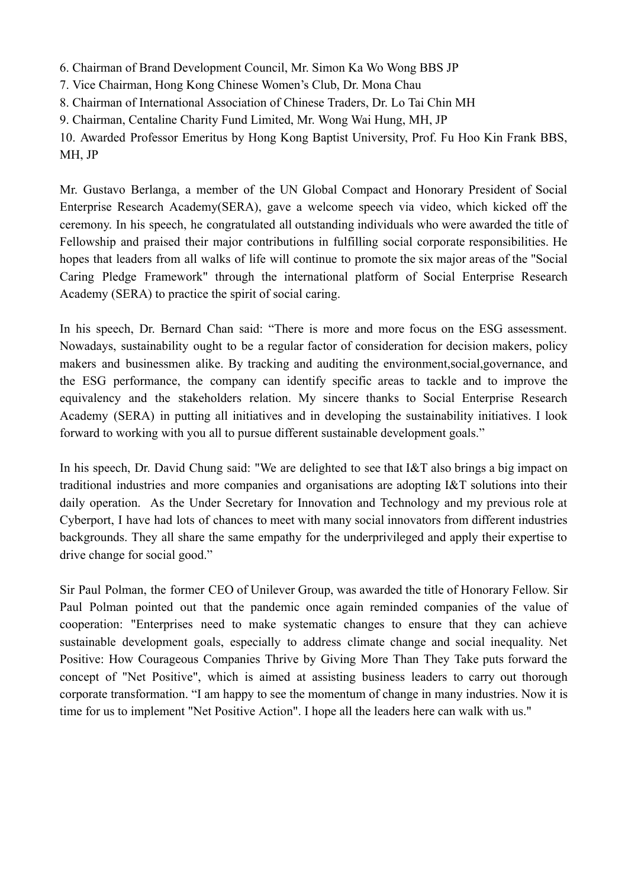6. Chairman of Brand Development Council, Mr. Simon Ka Wo Wong BBS JP
7. Vice Chairman, Hong Kong Chinese Women's Club, Dr. Mona Chau
8. Chairman of International Association of Chinese Traders, Dr. Lo Tai Chin MH
9. Chairman, Centaline Charity Fund Limited, Mr. Wong Wai Hung, MH, JP
10. Awarded Professor Emeritus by Hong Kong Baptist University, Prof. Fu Hoo Kin Frank BBS, MH, JP

Mr. Gustavo Berlanga, a member of the UN Global Compact and Honorary President of Social Enterprise Research Academy(SERA), gave a welcome speech via video, which kicked off the ceremony. In his speech, he congratulated all outstanding individuals who were awarded the title of Fellowship and praised their major contributions in fulfilling social corporate responsibilities. He hopes that leaders from all walks of life will continue to promote the six major areas of the "Social Caring Pledge Framework" through the international platform of Social Enterprise Research Academy (SERA) to practice the spirit of social caring.

In his speech, Dr. Bernard Chan said: "There is more and more focus on the ESG assessment. Nowadays, sustainability ought to be a regular factor of consideration for decision makers, policy makers and businessmen alike. By tracking and auditing the environment,social,governance, and the ESG performance, the company can identify specific areas to tackle and to improve the equivalency and the stakeholders relation. My sincere thanks to Social Enterprise Research Academy (SERA) in putting all initiatives and in developing the sustainability initiatives. I look forward to working with you all to pursue different sustainable development goals."

In his speech, Dr. David Chung said: "We are delighted to see that I&T also brings a big impact on traditional industries and more companies and organisations are adopting I&T solutions into their daily operation. As the Under Secretary for Innovation and Technology and my previous role at Cyberport, I have had lots of chances to meet with many social innovators from different industries backgrounds. They all share the same empathy for the underprivileged and apply their expertise to drive change for social good."

Sir Paul Polman, the former CEO of Unilever Group, was awarded the title of Honorary Fellow. Sir Paul Polman pointed out that the pandemic once again reminded companies of the value of cooperation: "Enterprises need to make systematic changes to ensure that they can achieve sustainable development goals, especially to address climate change and social inequality. Net Positive: How Courageous Companies Thrive by Giving More Than They Take puts forward the concept of "Net Positive", which is aimed at assisting business leaders to carry out thorough corporate transformation. "I am happy to see the momentum of change in many industries. Now it is time for us to implement "Net Positive Action". I hope all the leaders here can walk with us."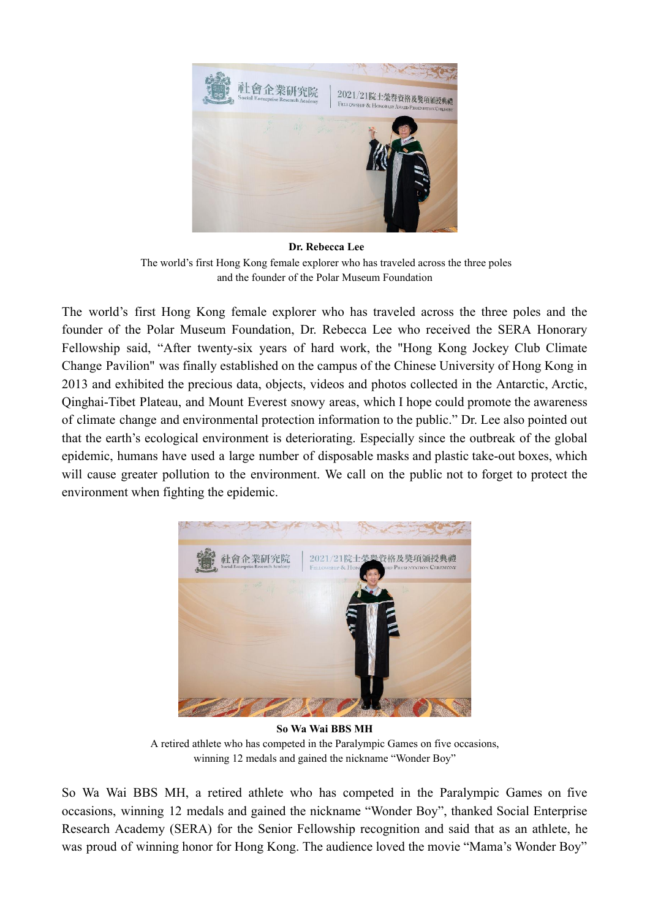**Dr. Rebecca Lee**
The world's first Hong Kong female explorer who has traveled across the three poles and the founder of the Polar Museum Foundation

The world's first Hong Kong female explorer who has traveled across the three poles and the founder of the Polar Museum Foundation, Dr. Rebecca Lee who received the SERA Honorary Fellowship said, "After twenty-six years of hard work, the "Hong Kong Jockey Club Climate Change Pavilion" was finally established on the campus of the Chinese University of Hong Kong in 2013 and exhibited the precious data, objects, videos and photos collected in the Antarctic, Arctic, Qinghai-Tibet Plateau, and Mount Everest snowy areas, which I hope could promote the awareness of climate change and environmental protection information to the public." Dr. Lee also pointed out that the earth's ecological environment is deteriorating. Especially since the outbreak of the global epidemic, humans have used a large number of disposable masks and plastic take-out boxes, which will cause greater pollution to the environment. We call on the public not to forget to protect the environment when fighting the epidemic.

**So Wa Wai BBS MH**
A retired athlete who has competed in the Paralympic Games on five occasions, winning 12 medals and gained the nickname "Wonder Boy"

So Wa Wai BBS MH, a retired athlete who has competed in the Paralympic Games on five occasions, winning 12 medals and gained the nickname "Wonder Boy", thanked Social Enterprise Research Academy (SERA) for the Senior Fellowship recognition and said that as an athlete, he was proud of winning honor for Hong Kong. The audience loved the movie "Mama's Wonder Boy"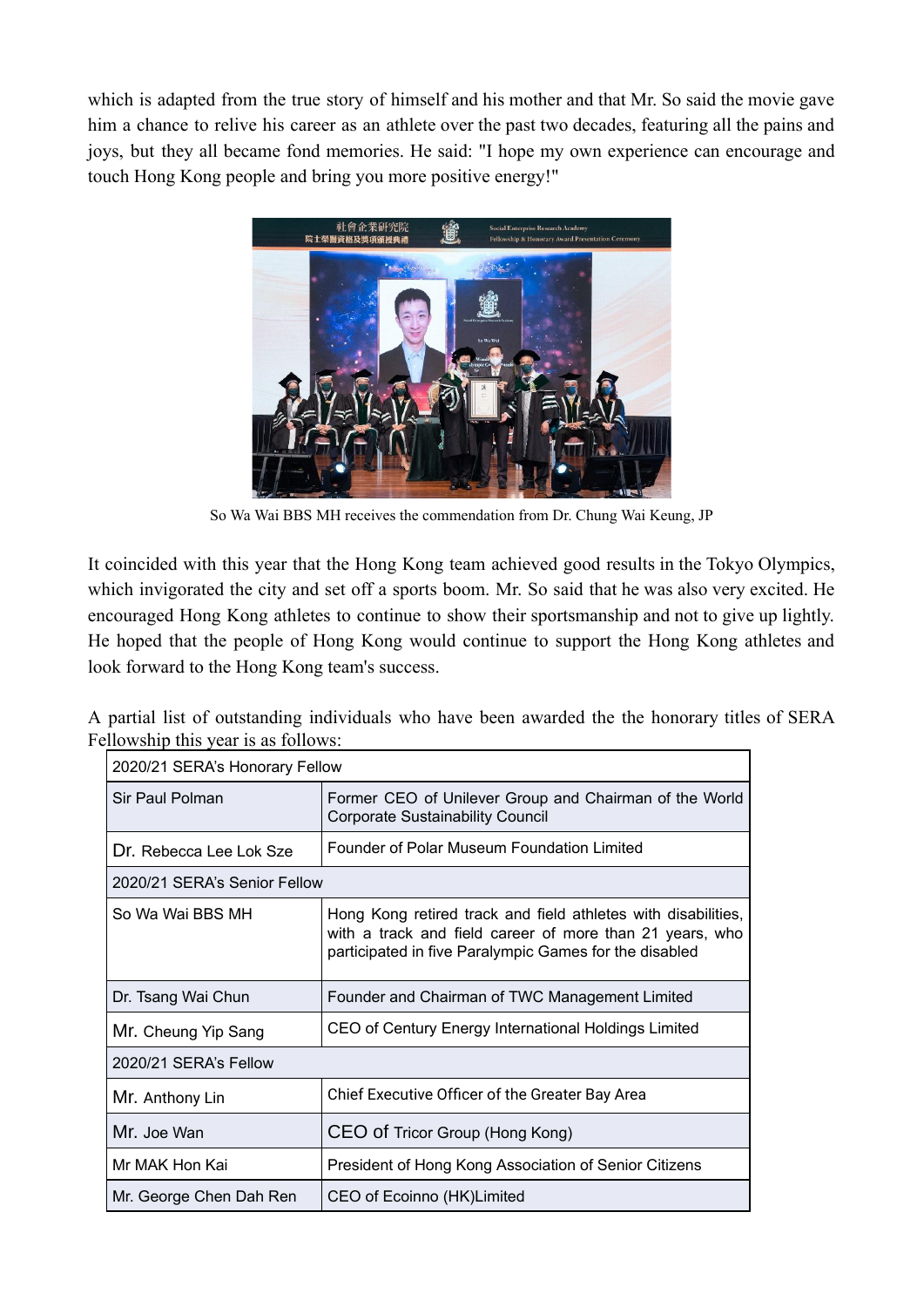which is adapted from the true story of himself and his mother and that Mr. So said the movie gave him a chance to relive his career as an athlete over the past two decades, featuring all the pains and joys, but they all became fond memories. He said: "I hope my own experience can encourage and touch Hong Kong people and bring you more positive energy!"

So Wa Wai BBS MH receives the commendation from Dr. Chung Wai Keung, JP

It coincided with this year that the Hong Kong team achieved good results in the Tokyo Olympics, which invigorated the city and set off a sports boom. Mr. So said that he was also very excited. He encouraged Hong Kong athletes to continue to show their sportsmanship and not to give up lightly. He hoped that the people of Hong Kong would continue to support the Hong Kong athletes and look forward to the Hong Kong team's success.

A partial list of outstanding individuals who have been awarded the the honorary titles of SERA Fellowship this year is as follows:

| 2020/21 SERA's Honorary Fellow | |
|---|---|
| Sir Paul Polman | Former CEO of Unilever Group and Chairman of the World Corporate Sustainability Council |
| Dr. Rebecca Lee Lok Sze | Founder of Polar Museum Foundation Limited |
| 2020/21 SERA's Senior Fellow | |
| So Wa Wai BBS MH | Hong Kong retired track and field athletes with disabilities, with a track and field career of more than 21 years, who participated in five Paralympic Games for the disabled |
| Dr. Tsang Wai Chun | Founder and Chairman of TWC Management Limited |
| Mr. Cheung Yip Sang | CEO of Century Energy International Holdings Limited |
| 2020/21 SERA's Fellow | |
| Mr. Anthony Lin | Chief Executive Officer of the Greater Bay Area |
| Mr. Joe Wan | CEO of Tricor Group (Hong Kong) |
| Mr MAK Hon Kai | President of Hong Kong Association of Senior Citizens |
| Mr. George Chen Dah Ren | CEO of Ecoinno (HK)Limited |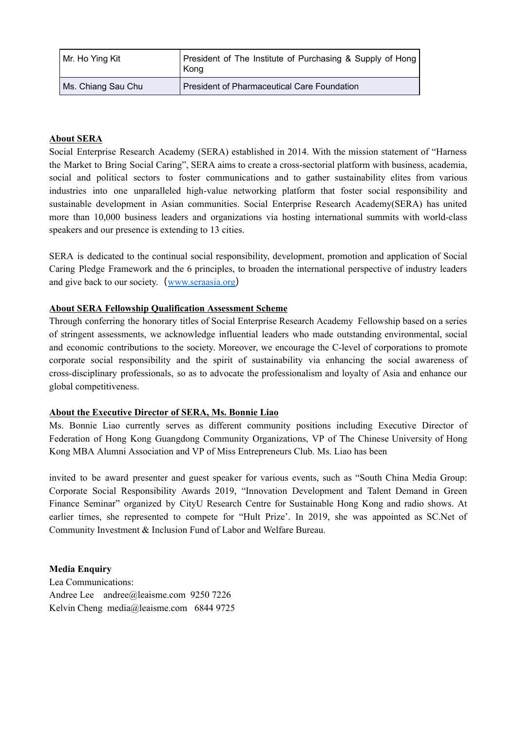| | |
|---|---|
| Mr. Ho Ying Kit | President of The Institute of Purchasing & Supply of Hong Kong |
| Ms. Chiang Sau Chu | President of Pharmaceutical Care Foundation |

**About SERA**

Social Enterprise Research Academy (SERA) established in 2014. With the mission statement of "Harness the Market to Bring Social Caring", SERA aims to create a cross-sectorial platform with business, academia, social and political sectors to foster communications and to gather sustainability elites from various industries into one unparalleled high-value networking platform that foster social responsibility and sustainable development in Asian communities. Social Enterprise Research Academy(SERA) has united more than 10,000 business leaders and organizations via hosting international summits with world-class speakers and our presence is extending to 13 cities.

SERA is dedicated to the continual social responsibility, development, promotion and application of Social Caring Pledge Framework and the 6 principles, to broaden the international perspective of industry leaders and give back to our society. （www.seraasia.org）

**About SERA Fellowship Qualification Assessment Scheme**

Through conferring the honorary titles of Social Enterprise Research Academy Fellowship based on a series of stringent assessments, we acknowledge influential leaders who made outstanding environmental, social and economic contributions to the society. Moreover, we encourage the C-level of corporations to promote corporate social responsibility and the spirit of sustainability via enhancing the social awareness of cross-disciplinary professionals, so as to advocate the professionalism and loyalty of Asia and enhance our global competitiveness.

**About the Executive Director of SERA, Ms. Bonnie Liao**

Ms. Bonnie Liao currently serves as different community positions including Executive Director of Federation of Hong Kong Guangdong Community Organizations, VP of The Chinese University of Hong Kong MBA Alumni Association and VP of Miss Entrepreneurs Club. Ms. Liao has been

invited to be award presenter and guest speaker for various events, such as "South China Media Group: Corporate Social Responsibility Awards 2019, "Innovation Development and Talent Demand in Green Finance Seminar" organized by CityU Research Centre for Sustainable Hong Kong and radio shows. At earlier times, she represented to compete for "Hult Prize'. In 2019, she was appointed as SC.Net of Community Investment & Inclusion Fund of Labor and Welfare Bureau.

**Media Enquiry**

Lea Communications:
Andree Lee andree@leaisme.com 9250 7226
Kelvin Cheng media@leaisme.com 6844 9725